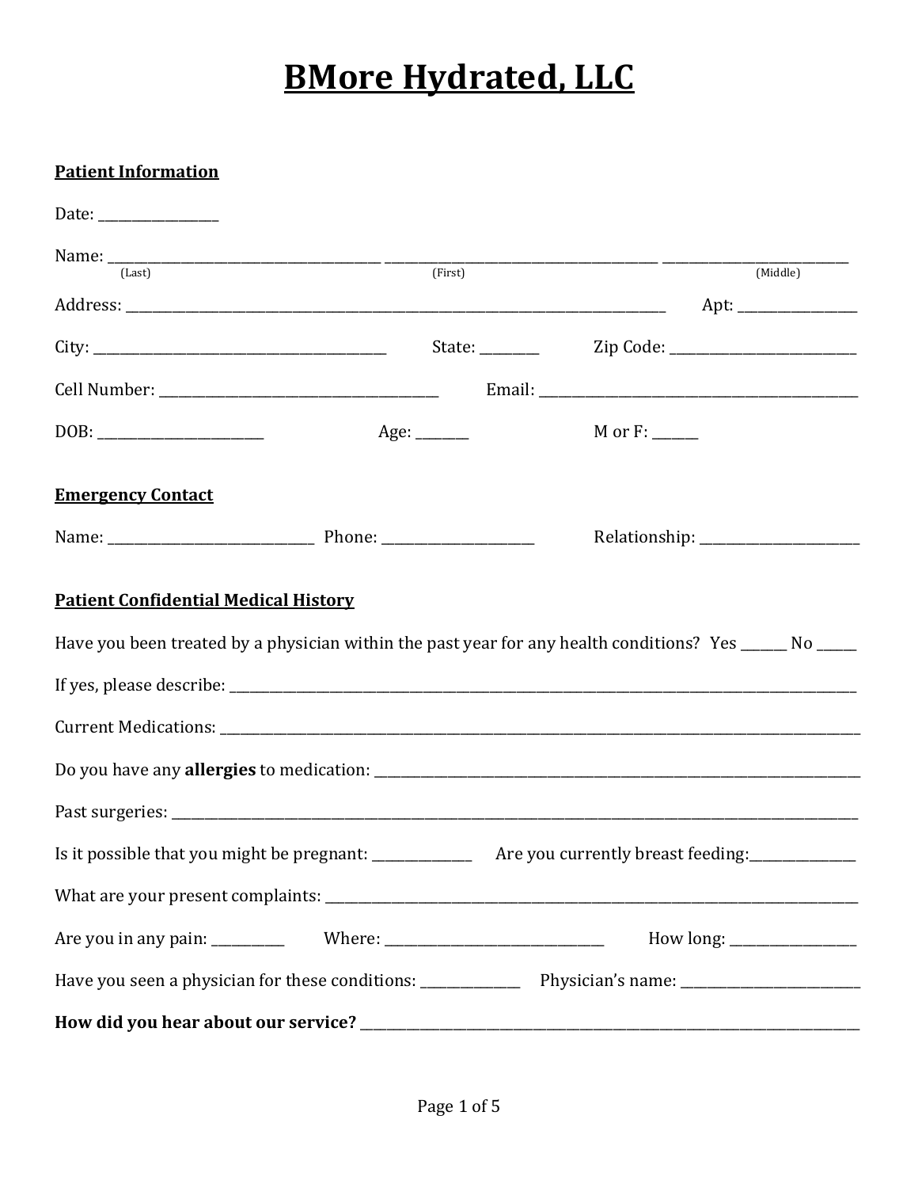# BMore Hydrated, LLC

**Patient Information**

Date: _________________

Name: ________________________________________ ________________________________________ ____________________________
(Last) (First) (Middle)

Address: ________________________________________________________________________________ Apt: ________________

City: ___________________________________________ State: ________ Zip Code: ___________________________

Cell Number: _________________________________________ Email: _______________________________________________

DOB: ________________________ Age: _______ M or F: ______

**Emergency Contact**

Name: ______________________________ Phone: ______________________ Relationship: _______________________

**Patient Confidential Medical History**

Have you been treated by a physician within the past year for any health conditions? Yes _______ No ______

If yes, please describe: ______________________________________________________________________________________

Current Medications: _________________________________________________________________________________________

Do you have any **allergies** to medication: _______________________________________________________________________

Past surgeries: _______________________________________________________________________________________________

Is it possible that you might be pregnant: ______________ Are you currently breast feeding:_______________

What are your present complaints: ____________________________________________________________________________

Are you in any pain: __________ Where: _______________________________ How long: _________________

Have you seen a physician for these conditions: ______________ Physician's name: _________________________

**How did you hear about our service?** ___________________________________________________________________________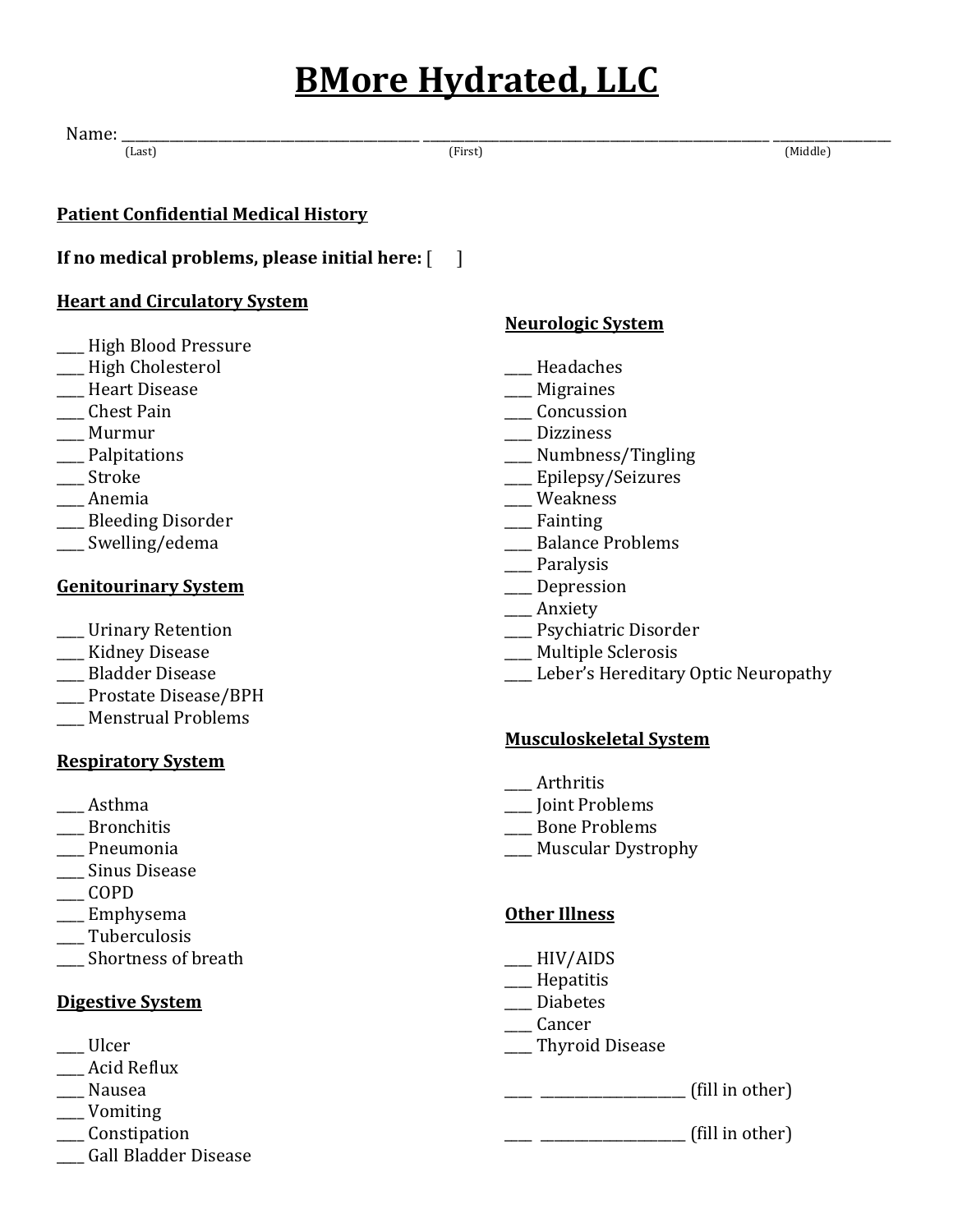# BMore Hydrated, LLC

Name: ______________________________ ______________________________ ______________
(Last) (First) (Middle)

**Patient Confidential Medical History**

**If no medical problems, please initial here:** [ ]

**Heart and Circulatory System**

___ High Blood Pressure
___ High Cholesterol
___ Heart Disease
___ Chest Pain
___ Murmur
___ Palpitations
___ Stroke
___ Anemia
___ Bleeding Disorder
___ Swelling/edema

**Genitourinary System**

___ Urinary Retention
___ Kidney Disease
___ Bladder Disease
___ Prostate Disease/BPH
___ Menstrual Problems

**Respiratory System**

___ Asthma
___ Bronchitis
___ Pneumonia
___ Sinus Disease
___ COPD
___ Emphysema
___ Tuberculosis
___ Shortness of breath

**Digestive System**

___ Ulcer
___ Acid Reflux
___ Nausea
___ Vomiting
___ Constipation
___ Gall Bladder Disease

**Neurologic System**

___ Headaches
___ Migraines
___ Concussion
___ Dizziness
___ Numbness/Tingling
___ Epilepsy/Seizures
___ Weakness
___ Fainting
___ Balance Problems
___ Paralysis
___ Depression
___ Anxiety
___ Psychiatric Disorder
___ Multiple Sclerosis
___ Leber's Hereditary Optic Neuropathy

**Musculoskeletal System**

___ Arthritis
___ Joint Problems
___ Bone Problems
___ Muscular Dystrophy

**Other Illness**

___ HIV/AIDS
___ Hepatitis
___ Diabetes
___ Cancer
___ Thyroid Disease

___ ______________ (fill in other)

___ ______________ (fill in other)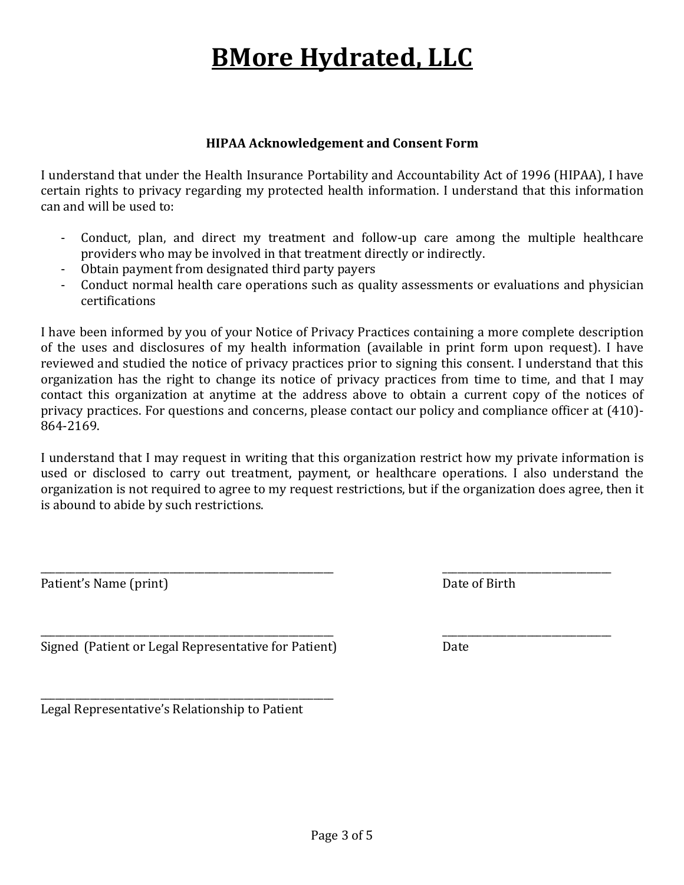# BMore Hydrated, LLC

### HIPAA Acknowledgement and Consent Form

I understand that under the Health Insurance Portability and Accountability Act of 1996 (HIPAA), I have certain rights to privacy regarding my protected health information. I understand that this information can and will be used to:

- Conduct, plan, and direct my treatment and follow-up care among the multiple healthcare providers who may be involved in that treatment directly or indirectly.
- Obtain payment from designated third party payers
- Conduct normal health care operations such as quality assessments or evaluations and physician certifications

I have been informed by you of your Notice of Privacy Practices containing a more complete description of the uses and disclosures of my health information (available in print form upon request). I have reviewed and studied the notice of privacy practices prior to signing this consent. I understand that this organization has the right to change its notice of privacy practices from time to time, and that I may contact this organization at anytime at the address above to obtain a current copy of the notices of privacy practices. For questions and concerns, please contact our policy and compliance officer at (410)-864-2169.

I understand that I may request in writing that this organization restrict how my private information is used or disclosed to carry out treatment, payment, or healthcare operations. I also understand the organization is not required to agree to my request restrictions, but if the organization does agree, then it is abound to abide by such restrictions.

\_\_\_\_\_\_\_\_\_\_\_\_\_\_\_\_\_\_\_\_\_\_\_\_\_\_\_\_\_\_\_\_\_\_\_\_\_\_\_\_\_\_\_\_\_\_\_\_\_ &nbsp;&nbsp;&nbsp;&nbsp; \_\_\_\_\_\_\_\_\_\_\_\_\_\_\_\_\_\_\_\_\_\_\_\_\_\_\_\_\_\_
Patient's Name (print) &nbsp;&nbsp;&nbsp;&nbsp; Date of Birth

\_\_\_\_\_\_\_\_\_\_\_\_\_\_\_\_\_\_\_\_\_\_\_\_\_\_\_\_\_\_\_\_\_\_\_\_\_\_\_\_\_\_\_\_\_\_\_\_\_ &nbsp;&nbsp;&nbsp;&nbsp; \_\_\_\_\_\_\_\_\_\_\_\_\_\_\_\_\_\_\_\_\_\_\_\_\_\_\_\_\_\_
Signed (Patient or Legal Representative for Patient) &nbsp;&nbsp;&nbsp;&nbsp; Date

\_\_\_\_\_\_\_\_\_\_\_\_\_\_\_\_\_\_\_\_\_\_\_\_\_\_\_\_\_\_\_\_\_\_\_\_\_\_\_\_\_\_\_\_\_\_\_\_\_
Legal Representative's Relationship to Patient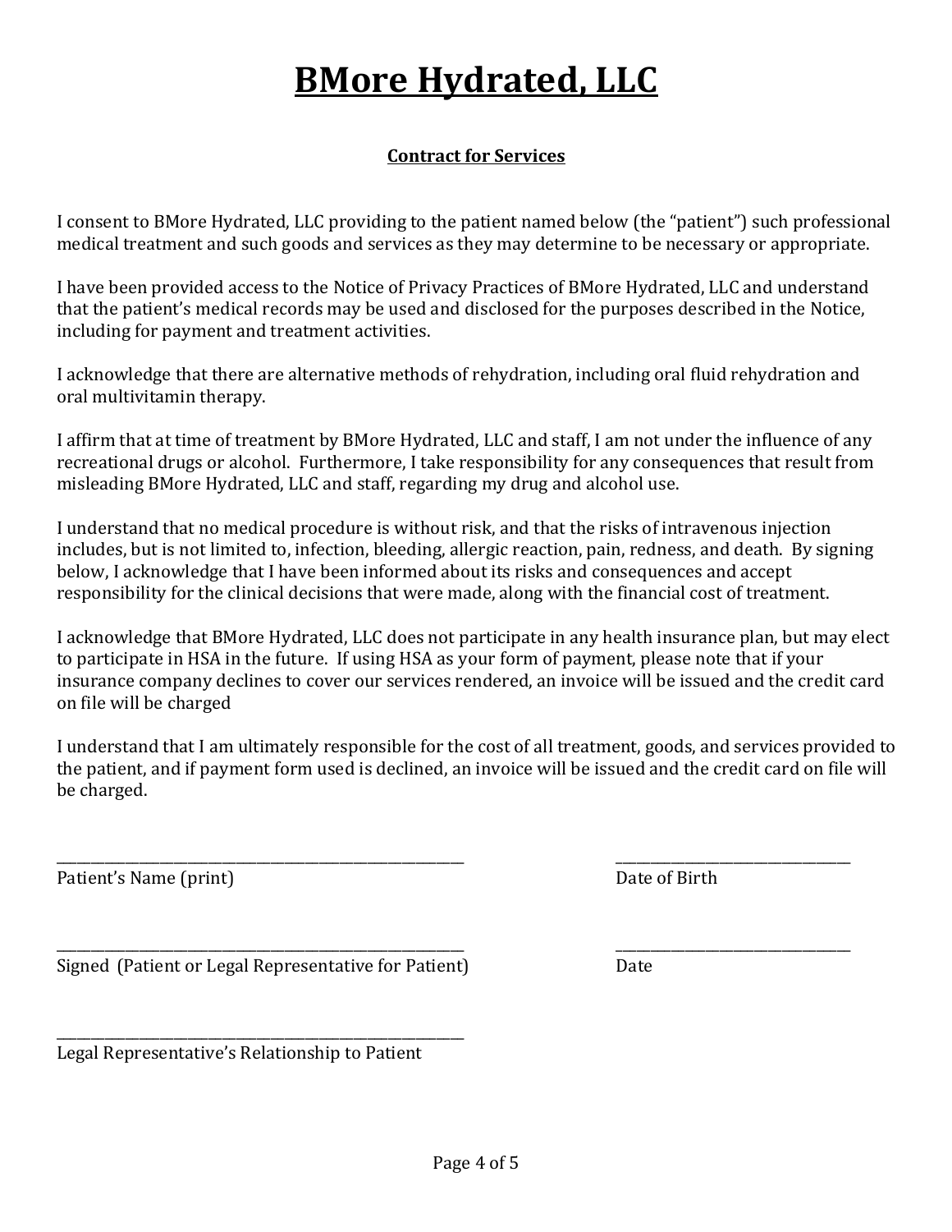# BMore Hydrated, LLC

## Contract for Services

I consent to BMore Hydrated, LLC providing to the patient named below (the "patient") such professional medical treatment and such goods and services as they may determine to be necessary or appropriate.

I have been provided access to the Notice of Privacy Practices of BMore Hydrated, LLC and understand that the patient's medical records may be used and disclosed for the purposes described in the Notice, including for payment and treatment activities.

I acknowledge that there are alternative methods of rehydration, including oral fluid rehydration and oral multivitamin therapy.

I affirm that at time of treatment by BMore Hydrated, LLC and staff, I am not under the influence of any recreational drugs or alcohol. Furthermore, I take responsibility for any consequences that result from misleading BMore Hydrated, LLC and staff, regarding my drug and alcohol use.

I understand that no medical procedure is without risk, and that the risks of intravenous injection includes, but is not limited to, infection, bleeding, allergic reaction, pain, redness, and death. By signing below, I acknowledge that I have been informed about its risks and consequences and accept responsibility for the clinical decisions that were made, along with the financial cost of treatment.

I acknowledge that BMore Hydrated, LLC does not participate in any health insurance plan, but may elect to participate in HSA in the future. If using HSA as your form of payment, please note that if your insurance company declines to cover our services rendered, an invoice will be issued and the credit card on file will be charged

I understand that I am ultimately responsible for the cost of all treatment, goods, and services provided to the patient, and if payment form used is declined, an invoice will be issued and the credit card on file will be charged.

______________________________________________ &nbsp;&nbsp;&nbsp;&nbsp;&nbsp;&nbsp; ____________________________
Patient's Name (print) &nbsp;&nbsp;&nbsp;&nbsp;&nbsp;&nbsp; Date of Birth

______________________________________________ &nbsp;&nbsp;&nbsp;&nbsp;&nbsp;&nbsp; ____________________________
Signed (Patient or Legal Representative for Patient) &nbsp;&nbsp;&nbsp;&nbsp;&nbsp;&nbsp; Date

______________________________________________
Legal Representative's Relationship to Patient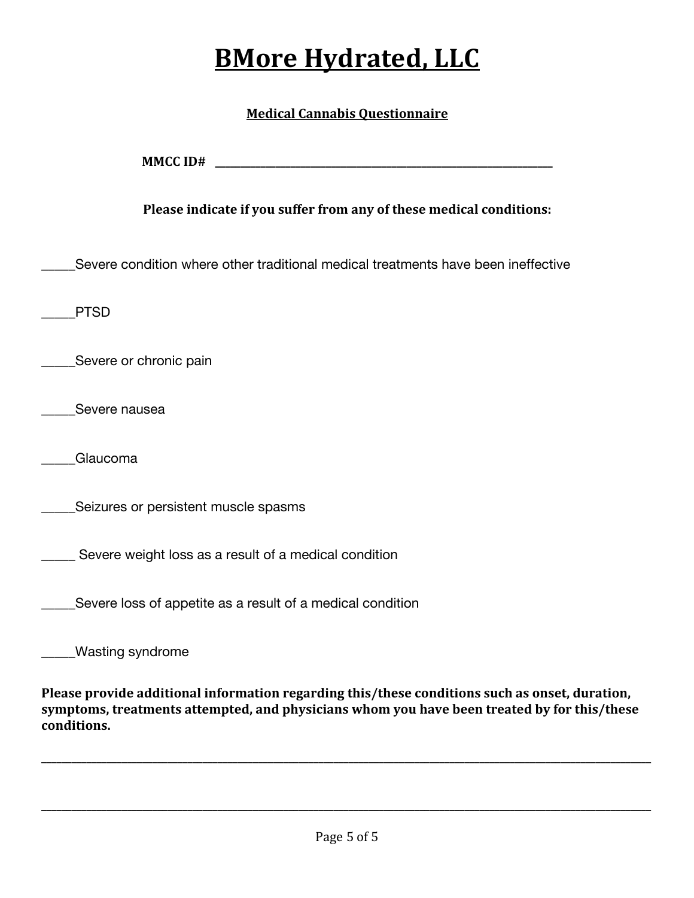# BMore Hydrated, LLC

**Medical Cannabis Questionnaire**

**MMCC ID#** ______________________________________________

**Please indicate if you suffer from any of these medical conditions:**

_____Severe condition where other traditional medical treatments have been ineffective

_____PTSD

_____Severe or chronic pain

_____Severe nausea

_____Glaucoma

_____Seizures or persistent muscle spasms

_____ Severe weight loss as a result of a medical condition

_____Severe loss of appetite as a result of a medical condition

_____Wasting syndrome

**Please provide additional information regarding this/these conditions such as onset, duration, symptoms, treatments attempted, and physicians whom you have been treated by for this/these conditions.**

________________________________________________________________________________

________________________________________________________________________________